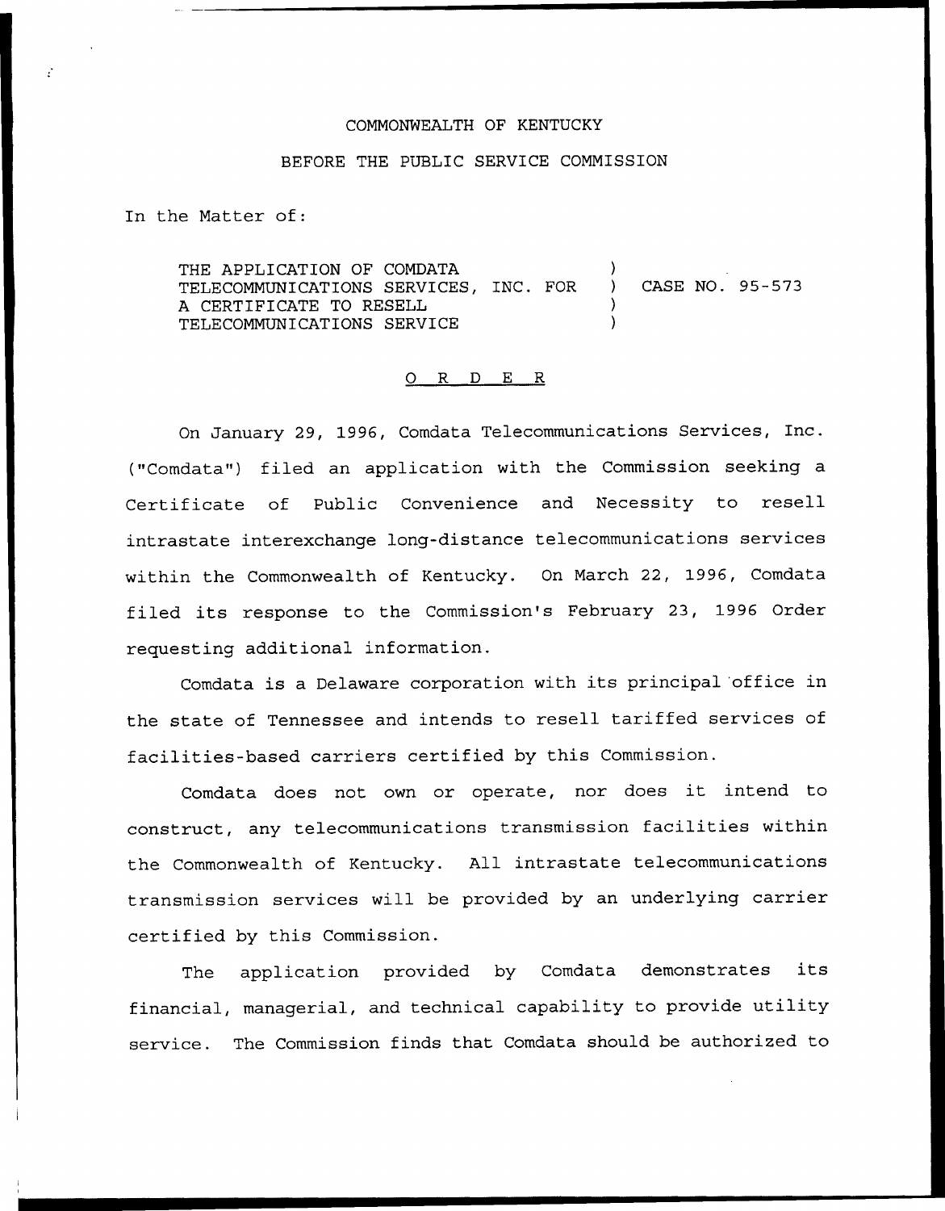COMMONWEALTH OF KENTUCKY

BEFORE THE PUBLIC SERVICE COMMISSION

In the Matter of:

THE APPLICATION OF COMDATA TELECOMMUNICATIONS SERVICES, INC. FOR A CERTIFICATE TO RESELL TELECOMMUNICATIONS SERVICE ) CASE NO. 95-573

## O R D E R

On January 29, 1996, Comdata Telecommunications Services, Inc. ("Comdata") filed an application with the Commission seeking a Certificate of Public Convenience and Necessity to resell intrastate interexchange long-distance telecommunications services within the Commonwealth of Kentucky. On March 22, 1996, Comdata filed its response to the Commission's February 23, 1996 Order requesting additional information.

Comdata is a Delaware corporation with its principal office in the state of Tennessee and intends to resell tariffed services of facilities-based carriers certified by this Commission.

Comdata does not own or operate, nor does it intend to construct, any telecommunications transmission facilities within the Commonwealth of Kentucky. All intrastate telecommunications transmission services will be provided by an underlying carrier certified by this Commission.

The application provided by Comdata demonstrates its financial, managerial, and technical capability to provide utility service. The Commission finds that Comdata should be authorized to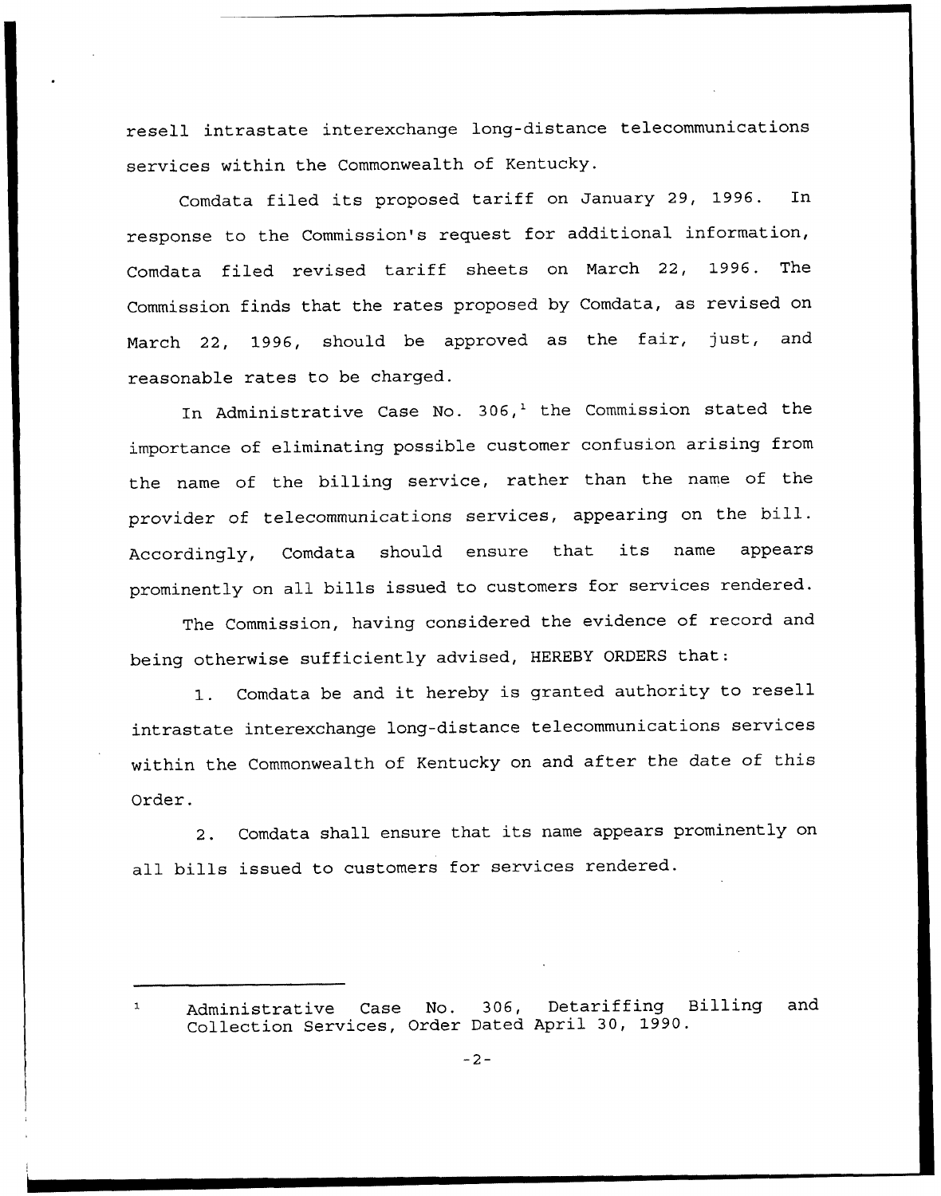resell intrastate interexchange long-distance telecommunications services within the Commonwealth of Kentucky.

Comdata filed its proposed tariff on January 29, 1996. In response to the Commission's request for additional information, Comdata filed revised tariff sheets on March 22, 1996. The Commission finds that the rates proposed by Comdata, as revised on March 22, 1996, should be approved as the fair, just, and reasonable rates to be charged.

In Administrative Case No. 306,[1] the Commission stated the importance of eliminating possible customer confusion arising from the name of the billing service, rather than the name of the provider of telecommunications services, appearing on the bill. Accordingly, Comdata should ensure that its name appears prominently on all bills issued to customers for services rendered.

The Commission, having considered the evidence of record and being otherwise sufficiently advised, HEREBY ORDERS that:

1. Comdata be and it hereby is granted authority to resell intrastate interexchange long-distance telecommunications services within the Commonwealth of Kentucky on and after the date of this Order.

2. Comdata shall ensure that its name appears prominently on all bills issued to customers for services rendered.

---

[1] Administrative Case No. 306, Detariffing Billing and Collection Services, Order Dated April 30, 1990.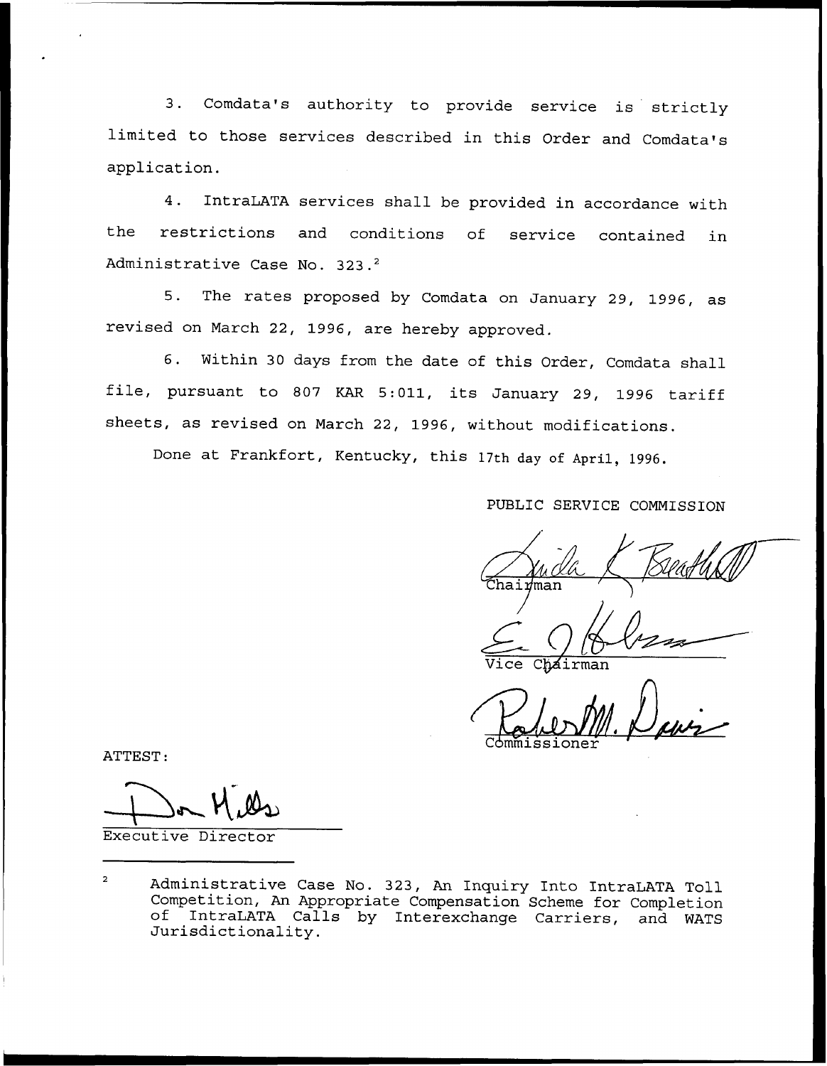3. Comdata's authority to provide service is strictly limited to those services described in this Order and Comdata's application.

4. IntraLATA services shall be provided in accordance with the restrictions and conditions of service contained in Administrative Case No. 323.[2]

5. The rates proposed by Comdata on January 29, 1996, as revised on March 22, 1996, are hereby approved.

6. Within 30 days from the date of this Order, Comdata shall file, pursuant to 807 KAR 5:011, its January 29, 1996 tariff sheets, as revised on March 22, 1996, without modifications.

Done at Frankfort, Kentucky, this 17th day of April, 1996.

PUBLIC SERVICE COMMISSION

Chairman

Vice Chairman

Commissioner

ATTEST:

Executive Director

[2] Administrative Case No. 323, An Inquiry Into IntraLATA Toll Competition, An Appropriate Compensation Scheme for Completion of IntraLATA Calls by Interexchange Carriers, and WATS Jurisdictionality.